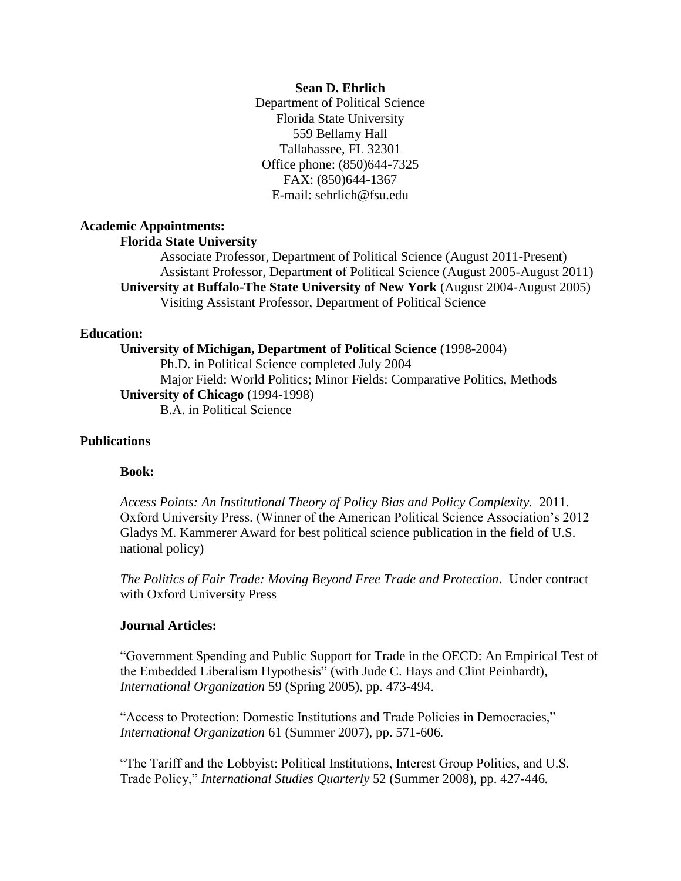**Sean D. Ehrlich**
Department of Political Science
Florida State University
559 Bellamy Hall
Tallahassee, FL 32301
Office phone: (850)644-7325
FAX: (850)644-1367
E-mail: sehrlich@fsu.edu

## Academic Appointments:

**Florida State University**

Associate Professor, Department of Political Science (August 2011-Present)
Assistant Professor, Department of Political Science (August 2005-August 2011)

**University at Buffalo-The State University of New York** (August 2004-August 2005)

Visiting Assistant Professor, Department of Political Science

## Education:

**University of Michigan, Department of Political Science** (1998-2004)

Ph.D. in Political Science completed July 2004
Major Field: World Politics; Minor Fields: Comparative Politics, Methods

**University of Chicago** (1994-1998)

B.A. in Political Science

## Publications

### Book:

*Access Points: An Institutional Theory of Policy Bias and Policy Complexity.* 2011. Oxford University Press. (Winner of the American Political Science Association's 2012 Gladys M. Kammerer Award for best political science publication in the field of U.S. national policy)

*The Politics of Fair Trade: Moving Beyond Free Trade and Protection*. Under contract with Oxford University Press

### Journal Articles:

"Government Spending and Public Support for Trade in the OECD: An Empirical Test of the Embedded Liberalism Hypothesis" (with Jude C. Hays and Clint Peinhardt), *International Organization* 59 (Spring 2005), pp. 473-494.

"Access to Protection: Domestic Institutions and Trade Policies in Democracies," *International Organization* 61 (Summer 2007), pp. 571-606.

"The Tariff and the Lobbyist: Political Institutions, Interest Group Politics, and U.S. Trade Policy," *International Studies Quarterly* 52 (Summer 2008), pp. 427-446.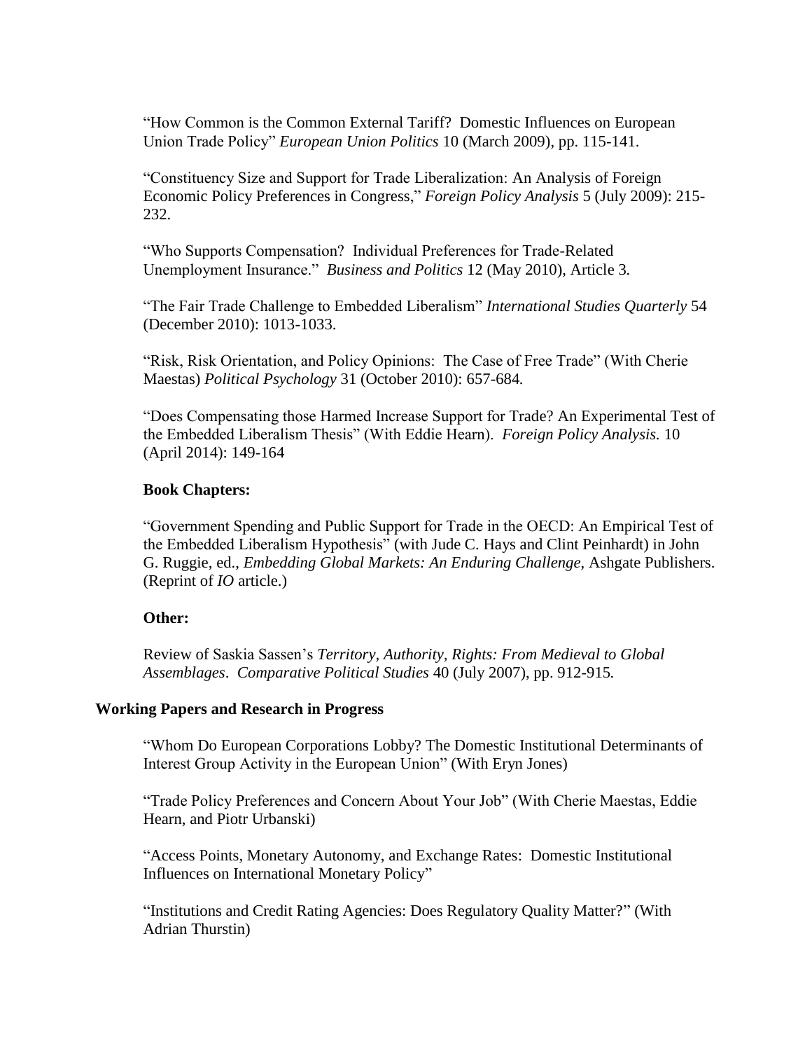"How Common is the Common External Tariff? Domestic Influences on European Union Trade Policy" *European Union Politics* 10 (March 2009), pp. 115-141.

"Constituency Size and Support for Trade Liberalization: An Analysis of Foreign Economic Policy Preferences in Congress," *Foreign Policy Analysis* 5 (July 2009): 215-232.

"Who Supports Compensation? Individual Preferences for Trade-Related Unemployment Insurance." *Business and Politics* 12 (May 2010), Article 3.

"The Fair Trade Challenge to Embedded Liberalism" *International Studies Quarterly* 54 (December 2010): 1013-1033.

"Risk, Risk Orientation, and Policy Opinions: The Case of Free Trade" (With Cherie Maestas) *Political Psychology* 31 (October 2010): 657-684.

"Does Compensating those Harmed Increase Support for Trade? An Experimental Test of the Embedded Liberalism Thesis" (With Eddie Hearn). *Foreign Policy Analysis.* 10 (April 2014): 149-164

**Book Chapters:**

"Government Spending and Public Support for Trade in the OECD: An Empirical Test of the Embedded Liberalism Hypothesis" (with Jude C. Hays and Clint Peinhardt) in John G. Ruggie, ed., *Embedding Global Markets: An Enduring Challenge*, Ashgate Publishers. (Reprint of *IO* article.)

**Other:**

Review of Saskia Sassen's *Territory, Authority, Rights: From Medieval to Global Assemblages*. *Comparative Political Studies* 40 (July 2007), pp. 912-915.

## Working Papers and Research in Progress

"Whom Do European Corporations Lobby? The Domestic Institutional Determinants of Interest Group Activity in the European Union" (With Eryn Jones)

"Trade Policy Preferences and Concern About Your Job" (With Cherie Maestas, Eddie Hearn, and Piotr Urbanski)

"Access Points, Monetary Autonomy, and Exchange Rates: Domestic Institutional Influences on International Monetary Policy"

"Institutions and Credit Rating Agencies: Does Regulatory Quality Matter?" (With Adrian Thurstin)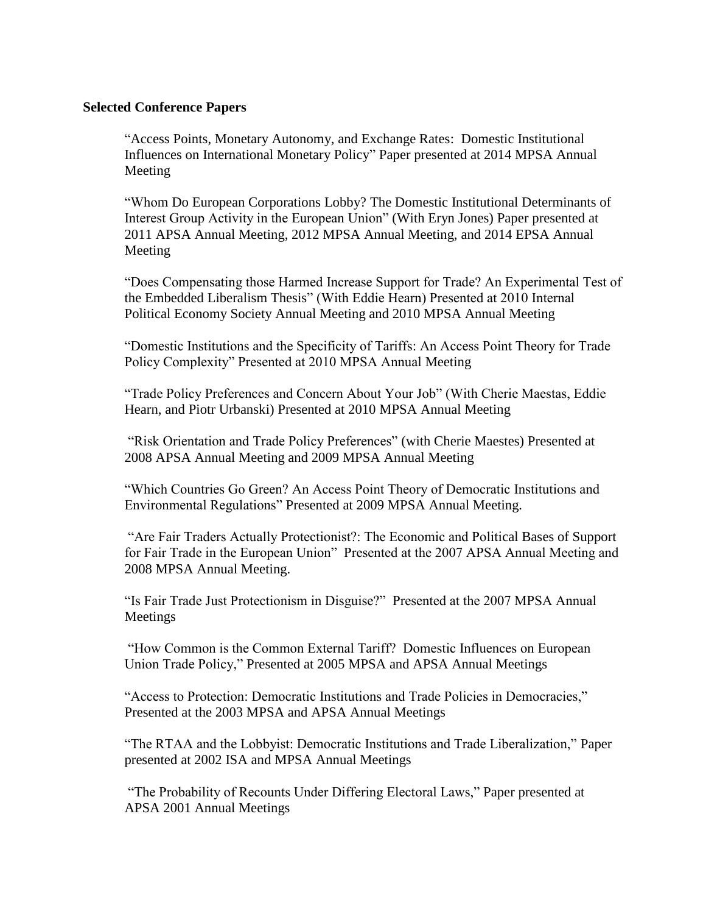**Selected Conference Papers**

"Access Points, Monetary Autonomy, and Exchange Rates: Domestic Institutional Influences on International Monetary Policy" Paper presented at 2014 MPSA Annual Meeting

"Whom Do European Corporations Lobby? The Domestic Institutional Determinants of Interest Group Activity in the European Union" (With Eryn Jones) Paper presented at 2011 APSA Annual Meeting, 2012 MPSA Annual Meeting, and 2014 EPSA Annual Meeting

"Does Compensating those Harmed Increase Support for Trade? An Experimental Test of the Embedded Liberalism Thesis" (With Eddie Hearn) Presented at 2010 Internal Political Economy Society Annual Meeting and 2010 MPSA Annual Meeting

"Domestic Institutions and the Specificity of Tariffs: An Access Point Theory for Trade Policy Complexity" Presented at 2010 MPSA Annual Meeting

"Trade Policy Preferences and Concern About Your Job" (With Cherie Maestas, Eddie Hearn, and Piotr Urbanski) Presented at 2010 MPSA Annual Meeting

"Risk Orientation and Trade Policy Preferences" (with Cherie Maestes) Presented at 2008 APSA Annual Meeting and 2009 MPSA Annual Meeting

"Which Countries Go Green? An Access Point Theory of Democratic Institutions and Environmental Regulations" Presented at 2009 MPSA Annual Meeting.

"Are Fair Traders Actually Protectionist?: The Economic and Political Bases of Support for Fair Trade in the European Union" Presented at the 2007 APSA Annual Meeting and 2008 MPSA Annual Meeting.

"Is Fair Trade Just Protectionism in Disguise?" Presented at the 2007 MPSA Annual Meetings

"How Common is the Common External Tariff? Domestic Influences on European Union Trade Policy," Presented at 2005 MPSA and APSA Annual Meetings

"Access to Protection: Democratic Institutions and Trade Policies in Democracies," Presented at the 2003 MPSA and APSA Annual Meetings

"The RTAA and the Lobbyist: Democratic Institutions and Trade Liberalization," Paper presented at 2002 ISA and MPSA Annual Meetings

"The Probability of Recounts Under Differing Electoral Laws," Paper presented at APSA 2001 Annual Meetings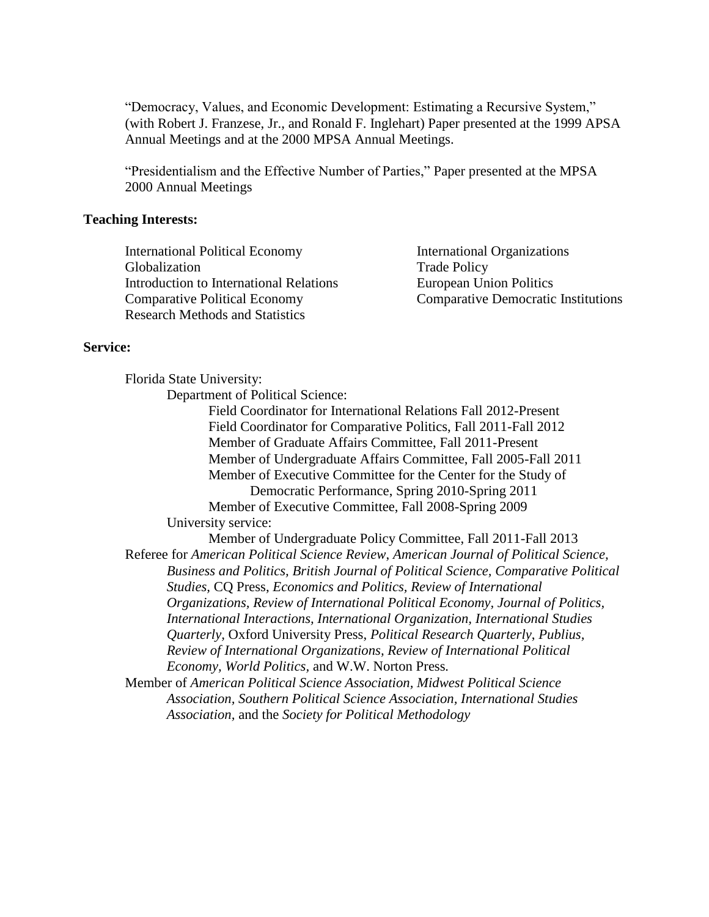"Democracy, Values, and Economic Development: Estimating a Recursive System," (with Robert J. Franzese, Jr., and Ronald F. Inglehart) Paper presented at the 1999 APSA Annual Meetings and at the 2000 MPSA Annual Meetings.

"Presidentialism and the Effective Number of Parties," Paper presented at the MPSA 2000 Annual Meetings

**Teaching Interests:**

International Political Economy
Globalization
Introduction to International Relations
Comparative Political Economy
Research Methods and Statistics
International Organizations
Trade Policy
European Union Politics
Comparative Democratic Institutions

**Service:**

Florida State University:
- Department of Political Science:
  - Field Coordinator for International Relations Fall 2012-Present
  - Field Coordinator for Comparative Politics, Fall 2011-Fall 2012
  - Member of Graduate Affairs Committee, Fall 2011-Present
  - Member of Undergraduate Affairs Committee, Fall 2005-Fall 2011
  - Member of Executive Committee for the Center for the Study of Democratic Performance, Spring 2010-Spring 2011
  - Member of Executive Committee, Fall 2008-Spring 2009
- University service:
  - Member of Undergraduate Policy Committee, Fall 2011-Fall 2013

Referee for *American Political Science Review*, *American Journal of Political Science, Business and Politics, British Journal of Political Science, Comparative Political Studies*, CQ Press, *Economics and Politics, Review of International Organizations, Review of International Political Economy*, *Journal of Politics*, *International Interactions, International Organization*, *International Studies Quarterly*, Oxford University Press, *Political Research Quarterly*, *Publius, Review of International Organizations, Review of International Political Economy, World Politics,* and W.W. Norton Press.

Member of *American Political Science Association, Midwest Political Science Association, Southern Political Science Association, International Studies Association*, and the *Society for Political Methodology*